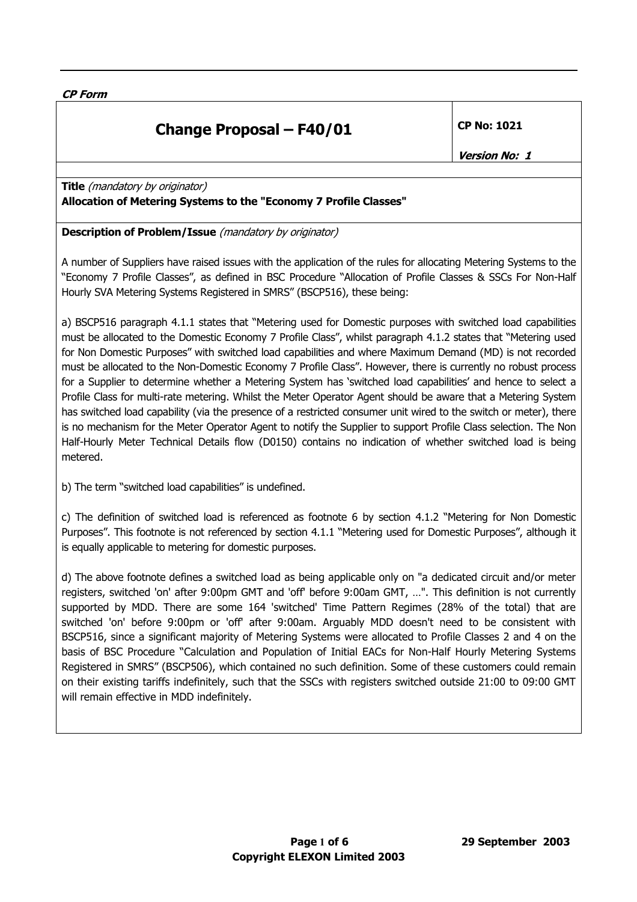*CP Form*

# Change Proposal – F40/01

**CP No: 1021**

***Version No: 1***

**Title** *(mandatory by originator)*
**Allocation of Metering Systems to the "Economy 7 Profile Classes"**

**Description of Problem/Issue** *(mandatory by originator)*

A number of Suppliers have raised issues with the application of the rules for allocating Metering Systems to the "Economy 7 Profile Classes", as defined in BSC Procedure "Allocation of Profile Classes & SSCs For Non-Half Hourly SVA Metering Systems Registered in SMRS" (BSCP516), these being:

a) BSCP516 paragraph 4.1.1 states that "Metering used for Domestic purposes with switched load capabilities must be allocated to the Domestic Economy 7 Profile Class", whilst paragraph 4.1.2 states that "Metering used for Non Domestic Purposes" with switched load capabilities and where Maximum Demand (MD) is not recorded must be allocated to the Non-Domestic Economy 7 Profile Class". However, there is currently no robust process for a Supplier to determine whether a Metering System has 'switched load capabilities' and hence to select a Profile Class for multi-rate metering. Whilst the Meter Operator Agent should be aware that a Metering System has switched load capability (via the presence of a restricted consumer unit wired to the switch or meter), there is no mechanism for the Meter Operator Agent to notify the Supplier to support Profile Class selection. The Non Half-Hourly Meter Technical Details flow (D0150) contains no indication of whether switched load is being metered.

b) The term "switched load capabilities" is undefined.

c) The definition of switched load is referenced as footnote 6 by section 4.1.2 "Metering for Non Domestic Purposes". This footnote is not referenced by section 4.1.1 "Metering used for Domestic Purposes", although it is equally applicable to metering for domestic purposes.

d) The above footnote defines a switched load as being applicable only on "a dedicated circuit and/or meter registers, switched 'on' after 9:00pm GMT and 'off' before 9:00am GMT, …". This definition is not currently supported by MDD. There are some 164 'switched' Time Pattern Regimes (28% of the total) that are switched 'on' before 9:00pm or 'off' after 9:00am. Arguably MDD doesn't need to be consistent with BSCP516, since a significant majority of Metering Systems were allocated to Profile Classes 2 and 4 on the basis of BSC Procedure "Calculation and Population of Initial EACs for Non-Half Hourly Metering Systems Registered in SMRS" (BSCP506), which contained no such definition. Some of these customers could remain on their existing tariffs indefinitely, such that the SSCs with registers switched outside 21:00 to 09:00 GMT will remain effective in MDD indefinitely.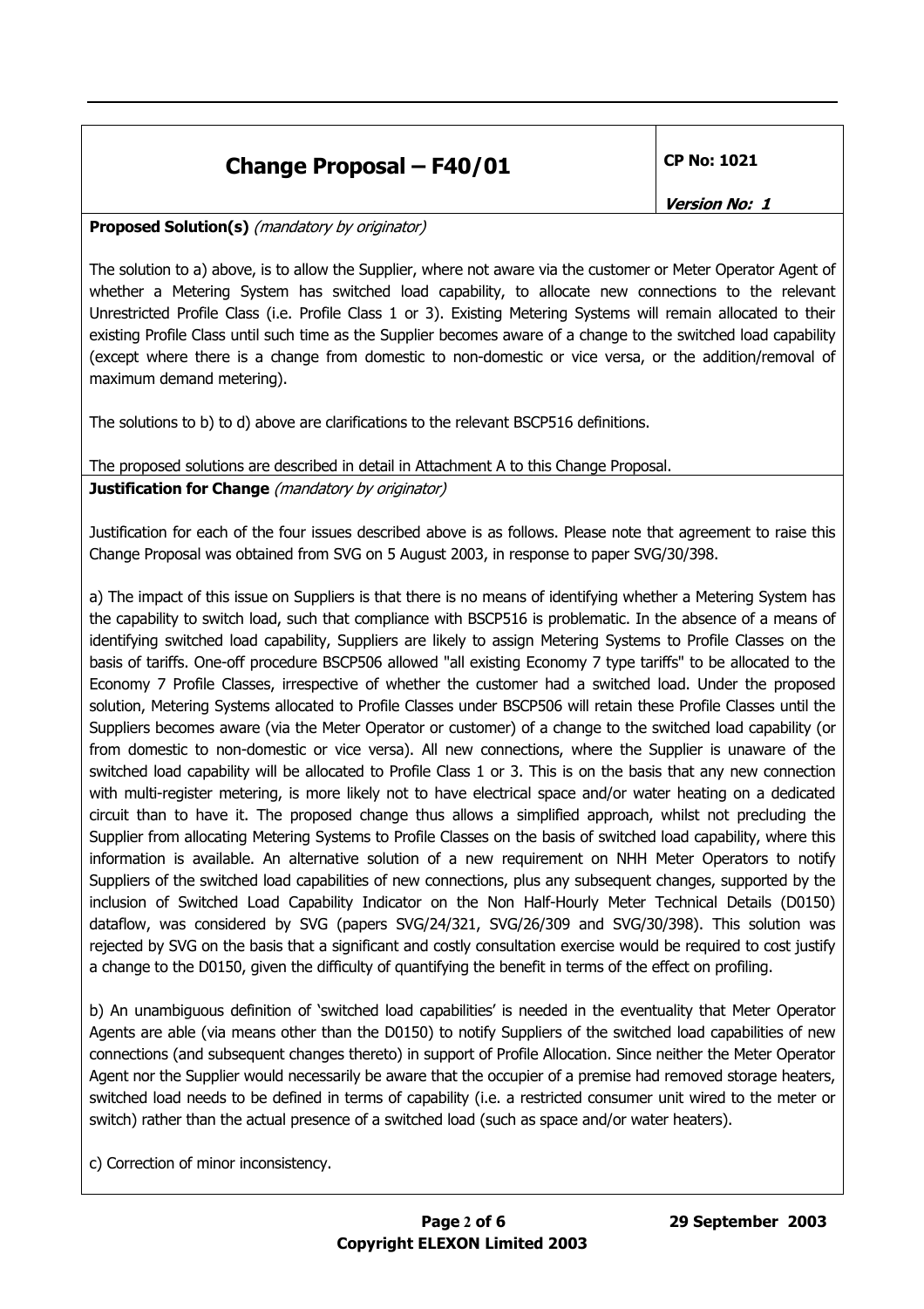| **Change Proposal – F40/01** | **CP No: 1021** *Version No: 1* |
|---|---|

**Proposed Solution(s)** *(mandatory by originator)*

The solution to a) above, is to allow the Supplier, where not aware via the customer or Meter Operator Agent of whether a Metering System has switched load capability, to allocate new connections to the relevant Unrestricted Profile Class (i.e. Profile Class 1 or 3). Existing Metering Systems will remain allocated to their existing Profile Class until such time as the Supplier becomes aware of a change to the switched load capability (except where there is a change from domestic to non-domestic or vice versa, or the addition/removal of maximum demand metering).

The solutions to b) to d) above are clarifications to the relevant BSCP516 definitions.

The proposed solutions are described in detail in Attachment A to this Change Proposal.

**Justification for Change** *(mandatory by originator)*

Justification for each of the four issues described above is as follows. Please note that agreement to raise this Change Proposal was obtained from SVG on 5 August 2003, in response to paper SVG/30/398.

a) The impact of this issue on Suppliers is that there is no means of identifying whether a Metering System has the capability to switch load, such that compliance with BSCP516 is problematic. In the absence of a means of identifying switched load capability, Suppliers are likely to assign Metering Systems to Profile Classes on the basis of tariffs. One-off procedure BSCP506 allowed "all existing Economy 7 type tariffs" to be allocated to the Economy 7 Profile Classes, irrespective of whether the customer had a switched load. Under the proposed solution, Metering Systems allocated to Profile Classes under BSCP506 will retain these Profile Classes until the Suppliers becomes aware (via the Meter Operator or customer) of a change to the switched load capability (or from domestic to non-domestic or vice versa). All new connections, where the Supplier is unaware of the switched load capability will be allocated to Profile Class 1 or 3. This is on the basis that any new connection with multi-register metering, is more likely not to have electrical space and/or water heating on a dedicated circuit than to have it. The proposed change thus allows a simplified approach, whilst not precluding the Supplier from allocating Metering Systems to Profile Classes on the basis of switched load capability, where this information is available. An alternative solution of a new requirement on NHH Meter Operators to notify Suppliers of the switched load capabilities of new connections, plus any subsequent changes, supported by the inclusion of Switched Load Capability Indicator on the Non Half-Hourly Meter Technical Details (D0150) dataflow, was considered by SVG (papers SVG/24/321, SVG/26/309 and SVG/30/398). This solution was rejected by SVG on the basis that a significant and costly consultation exercise would be required to cost justify a change to the D0150, given the difficulty of quantifying the benefit in terms of the effect on profiling.

b) An unambiguous definition of 'switched load capabilities' is needed in the eventuality that Meter Operator Agents are able (via means other than the D0150) to notify Suppliers of the switched load capabilities of new connections (and subsequent changes thereto) in support of Profile Allocation. Since neither the Meter Operator Agent nor the Supplier would necessarily be aware that the occupier of a premise had removed storage heaters, switched load needs to be defined in terms of capability (i.e. a restricted consumer unit wired to the meter or switch) rather than the actual presence of a switched load (such as space and/or water heaters).

c) Correction of minor inconsistency.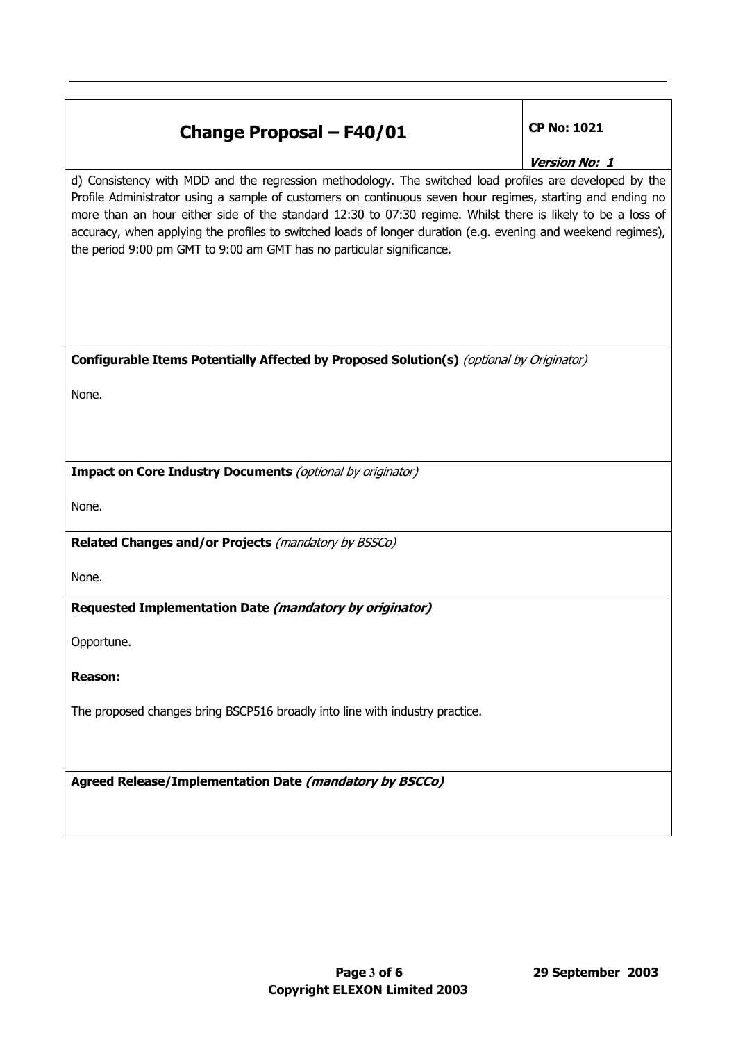# Change Proposal – F40/01

**CP No: 1021**

***Version No: 1***

d) Consistency with MDD and the regression methodology. The switched load profiles are developed by the Profile Administrator using a sample of customers on continuous seven hour regimes, starting and ending no more than an hour either side of the standard 12:30 to 07:30 regime. Whilst there is likely to be a loss of accuracy, when applying the profiles to switched loads of longer duration (e.g. evening and weekend regimes), the period 9:00 pm GMT to 9:00 am GMT has no particular significance.

**Configurable Items Potentially Affected by Proposed Solution(s)** *(optional by Originator)*

None.

**Impact on Core Industry Documents** *(optional by originator)*

None.

**Related Changes and/or Projects** *(mandatory by BSSCo)*

None.

**Requested Implementation Date *(mandatory by originator)***

Opportune.

**Reason:**

The proposed changes bring BSCP516 broadly into line with industry practice.

**Agreed Release/Implementation Date *(mandatory by BSCCo)***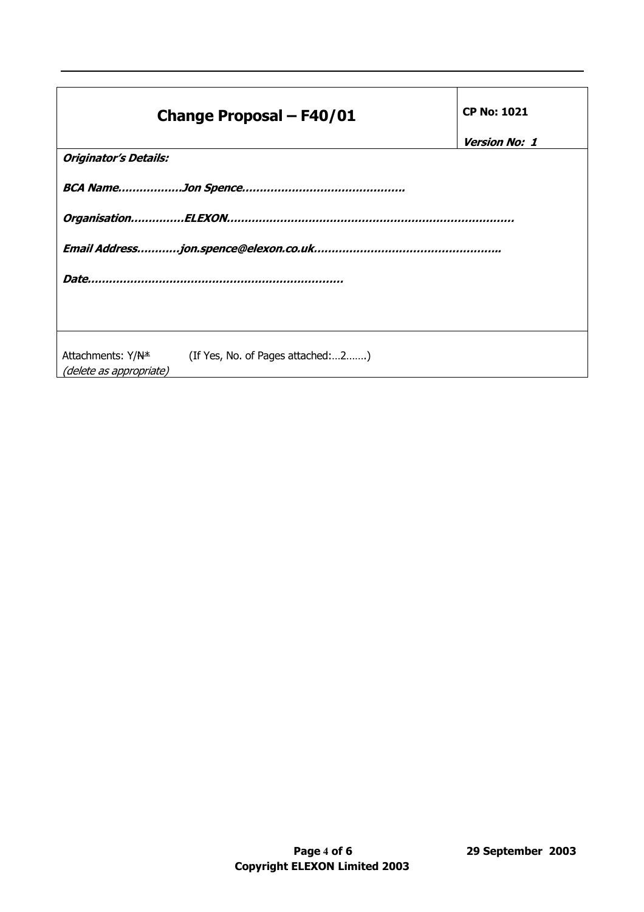| Change Proposal – F40/01 | CP No: 1021 *Version No: 1* |
|---|---|
| ***Originator's Details:*** ***BCA Name……………..Jon Spence……………………………………….*** ***Organisation…………..ELEXON…………………………………………………………………….*** ***Email Address………..jon.spence@elexon.co.uk…………………………………………….*** ***Date……………………………………………………………*** | |
| Attachments: Y/~~N~~* (If Yes, No. of Pages attached:…2…….) *(delete as appropriate)* | |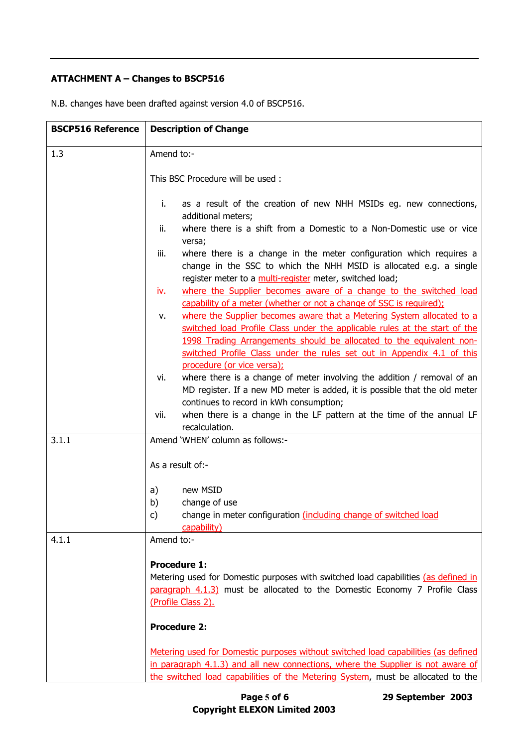**ATTACHMENT A – Changes to BSCP516**

N.B. changes have been drafted against version 4.0 of BSCP516.

| BSCP516 Reference | Description of Change |
|---|---|
| 1.3 | Amend to:-<br><br>This BSC Procedure will be used :<br><br>i. as a result of the creation of new NHH MSIDs eg. new connections, additional meters;<br>ii. where there is a shift from a Domestic to a Non-Domestic use or vice versa;<br>iii. where there is a change in the meter configuration which requires a change in the SSC to which the NHH MSID is allocated e.g. a single register meter to a multi-register meter, switched load;<br>iv. where the Supplier becomes aware of a change to the switched load capability of a meter (whether or not a change of SSC is required);<br>v. where the Supplier becomes aware that a Metering System allocated to a switched load Profile Class under the applicable rules at the start of the 1998 Trading Arrangements should be allocated to the equivalent non-switched Profile Class under the rules set out in Appendix 4.1 of this procedure (or vice versa);<br>vi. where there is a change of meter involving the addition / removal of an MD register. If a new MD meter is added, it is possible that the old meter continues to record in kWh consumption;<br>vii. when there is a change in the LF pattern at the time of the annual LF recalculation. |
| 3.1.1 | Amend 'WHEN' column as follows:-<br><br>As a result of:-<br><br>a) new MSID<br>b) change of use<br>c) change in meter configuration (including change of switched load capability) |
| 4.1.1 | Amend to:-<br><br>**Procedure 1:**<br>Metering used for Domestic purposes with switched load capabilities (as defined in paragraph 4.1.3) must be allocated to the Domestic Economy 7 Profile Class (Profile Class 2).<br><br>**Procedure 2:**<br><br>Metering used for Domestic purposes without switched load capabilities (as defined in paragraph 4.1.3) and all new connections, where the Supplier is not aware of the switched load capabilities of the Metering System, must be allocated to the |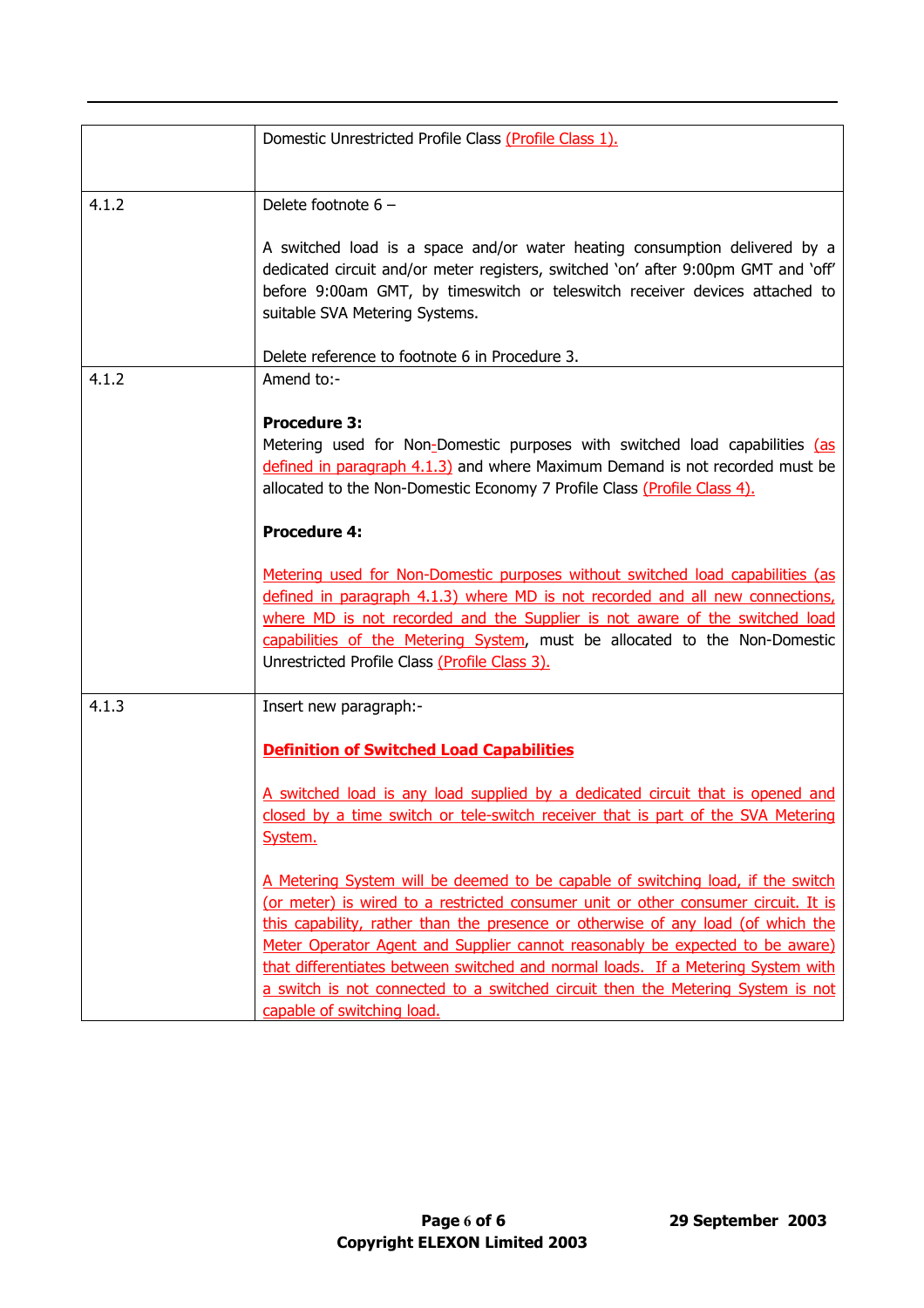| | |
|---|---|
| | Domestic Unrestricted Profile Class (Profile Class 1). |
| 4.1.2 | Delete footnote 6 –<br><br>A switched load is a space and/or water heating consumption delivered by a dedicated circuit and/or meter registers, switched 'on' after 9:00pm GMT and 'off' before 9:00am GMT, by timeswitch or teleswitch receiver devices attached to suitable SVA Metering Systems.<br><br>Delete reference to footnote 6 in Procedure 3. |
| 4.1.2 | Amend to:-<br><br>**Procedure 3:**<br>Metering used for Non-Domestic purposes with switched load capabilities (as defined in paragraph 4.1.3) and where Maximum Demand is not recorded must be allocated to the Non-Domestic Economy 7 Profile Class (Profile Class 4).<br><br>**Procedure 4:**<br><br>Metering used for Non-Domestic purposes without switched load capabilities (as defined in paragraph 4.1.3) where MD is not recorded and all new connections, where MD is not recorded and the Supplier is not aware of the switched load capabilities of the Metering System, must be allocated to the Non-Domestic Unrestricted Profile Class (Profile Class 3). |
| 4.1.3 | Insert new paragraph:-<br><br>**Definition of Switched Load Capabilities**<br><br>A switched load is any load supplied by a dedicated circuit that is opened and closed by a time switch or tele-switch receiver that is part of the SVA Metering System.<br><br>A Metering System will be deemed to be capable of switching load, if the switch (or meter) is wired to a restricted consumer unit or other consumer circuit. It is this capability, rather than the presence or otherwise of any load (of which the Meter Operator Agent and Supplier cannot reasonably be expected to be aware) that differentiates between switched and normal loads. If a Metering System with a switch is not connected to a switched circuit then the Metering System is not capable of switching load. |